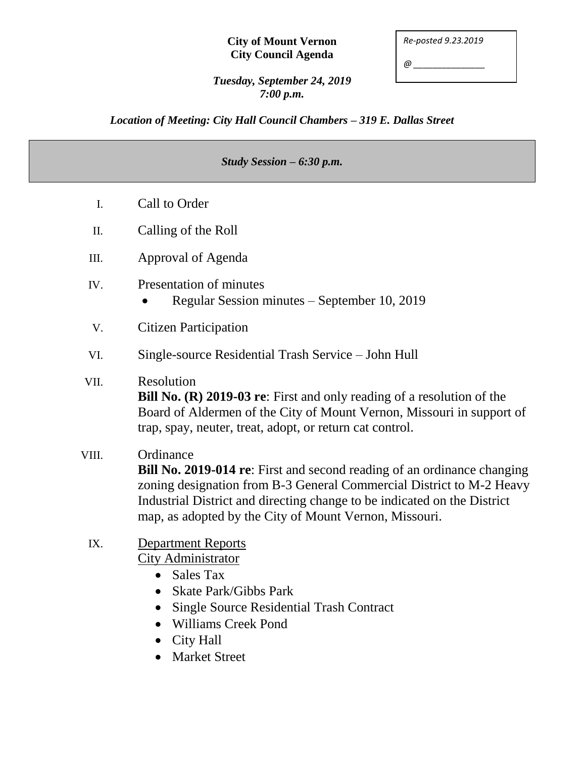**City of Mount Vernon**
**City Council Agenda**

*Re-posted 9.23.2019*

*@ _______________*

***Tuesday, September 24, 2019***
***7:00 p.m.***

***Location of Meeting: City Hall Council Chambers – 319 E. Dallas Street***

***Study Session – 6:30 p.m.***

I. Call to Order

II. Calling of the Roll

III. Approval of Agenda

IV. Presentation of minutes
   - Regular Session minutes – September 10, 2019

V. Citizen Participation

VI. Single-source Residential Trash Service – John Hull

VII. Resolution
**Bill No. (R) 2019-03 re**: First and only reading of a resolution of the Board of Aldermen of the City of Mount Vernon, Missouri in support of trap, spay, neuter, treat, adopt, or return cat control.

VIII. Ordinance
**Bill No. 2019-014 re**: First and second reading of an ordinance changing zoning designation from B-3 General Commercial District to M-2 Heavy Industrial District and directing change to be indicated on the District map, as adopted by the City of Mount Vernon, Missouri.

IX. <u>Department Reports</u>
<u>City Administrator</u>
   - Sales Tax
   - Skate Park/Gibbs Park
   - Single Source Residential Trash Contract
   - Williams Creek Pond
   - City Hall
   - Market Street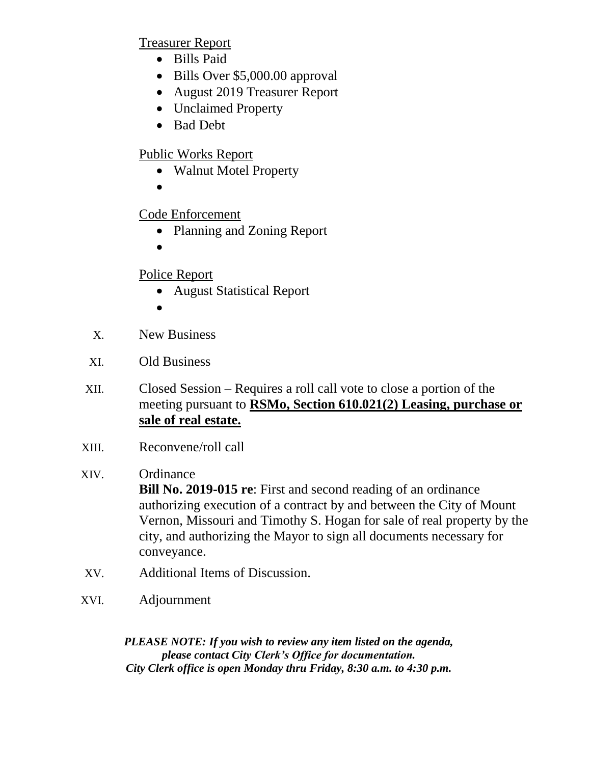Treasurer Report

- Bills Paid
- Bills Over $5,000.00 approval
- August 2019 Treasurer Report
- Unclaimed Property
- Bad Debt

Public Works Report

- Walnut Motel Property
- 

Code Enforcement

- Planning and Zoning Report
- 

Police Report

- August Statistical Report
- 

X. New Business

XI. Old Business

XII. Closed Session – Requires a roll call vote to close a portion of the meeting pursuant to **RSMo, Section 610.021(2) Leasing, purchase or sale of real estate.**

XIII. Reconvene/roll call

XIV. Ordinance
**Bill No. 2019-015 re**: First and second reading of an ordinance authorizing execution of a contract by and between the City of Mount Vernon, Missouri and Timothy S. Hogan for sale of real property by the city, and authorizing the Mayor to sign all documents necessary for conveyance.

XV. Additional Items of Discussion.

XVI. Adjournment

***PLEASE NOTE: If you wish to review any item listed on the agenda, please contact City Clerk's Office for documentation. City Clerk office is open Monday thru Friday, 8:30 a.m. to 4:30 p.m.***